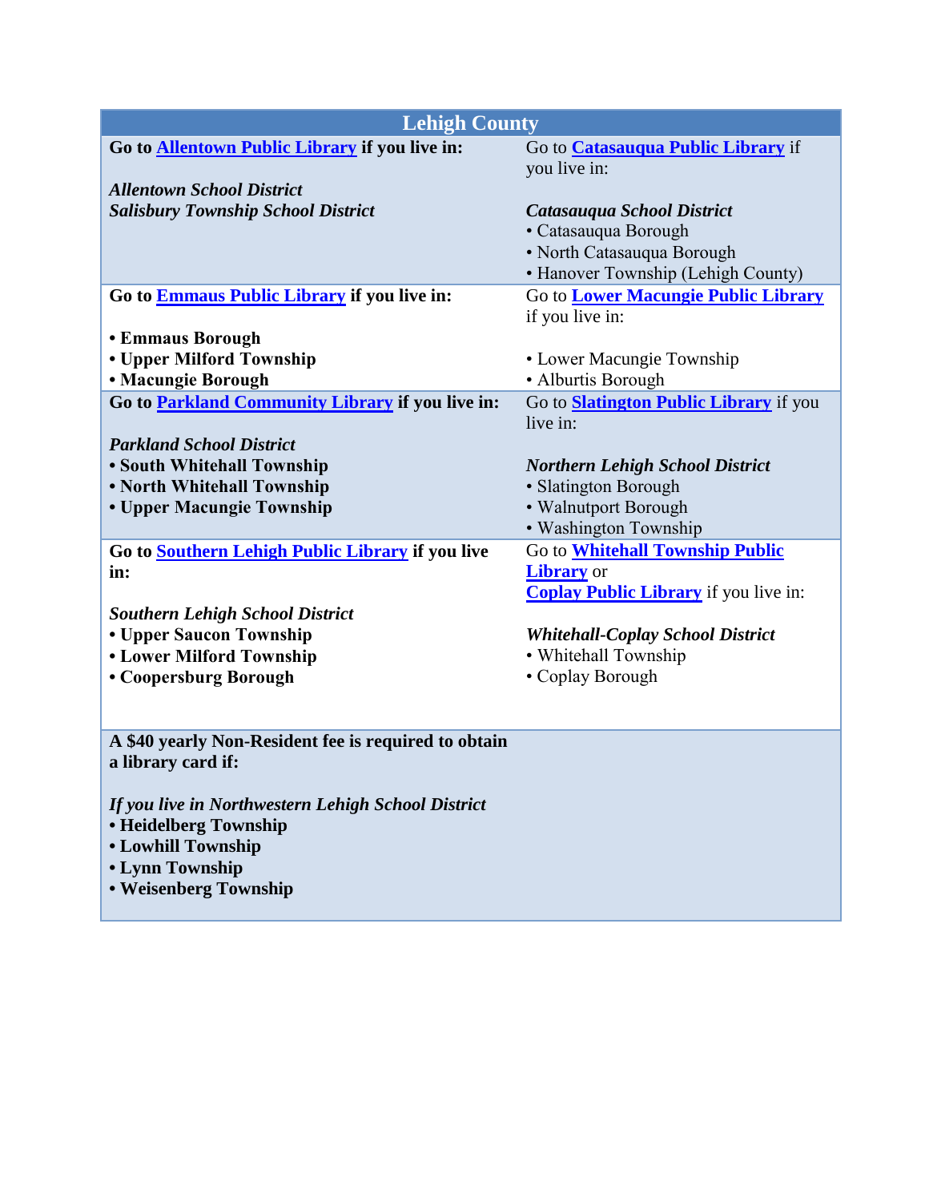| Lehigh County | |
|---|---|
| **Go to Allentown Public Library if you live in:**<br><br>***Allentown School District***<br>***Salisbury Township School District*** | Go to **Catasauqua Public Library** if you live in:<br><br>***Catasauqua School District***<br>• Catasauqua Borough<br>• North Catasauqua Borough<br>• Hanover Township (Lehigh County) |
| **Go to Emmaus Public Library if you live in:**<br><br>**• Emmaus Borough**<br>**• Upper Milford Township**<br>**• Macungie Borough** | Go to **Lower Macungie Public Library** if you live in:<br><br>• Lower Macungie Township<br>• Alburtis Borough |
| **Go to Parkland Community Library if you live in:**<br><br>***Parkland School District***<br>**• South Whitehall Township**<br>**• North Whitehall Township**<br>**• Upper Macungie Township** | Go to **Slatington Public Library** if you live in:<br><br>***Northern Lehigh School District***<br>• Slatington Borough<br>• Walnutport Borough<br>• Washington Township |
| **Go to Southern Lehigh Public Library if you live in:**<br><br>***Southern Lehigh School District***<br>**• Upper Saucon Township**<br>**• Lower Milford Township**<br>**• Coopersburg Borough** | Go to **Whitehall Township Public Library** or **Coplay Public Library** if you live in:<br><br>***Whitehall-Coplay School District***<br>• Whitehall Township<br>• Coplay Borough |
| **A $40 yearly Non-Resident fee is required to obtain a library card if:**<br><br>***If you live in Northwestern Lehigh School District***<br>**• Heidelberg Township**<br>**• Lowhill Township**<br>**• Lynn Township**<br>**• Weisenberg Township** | |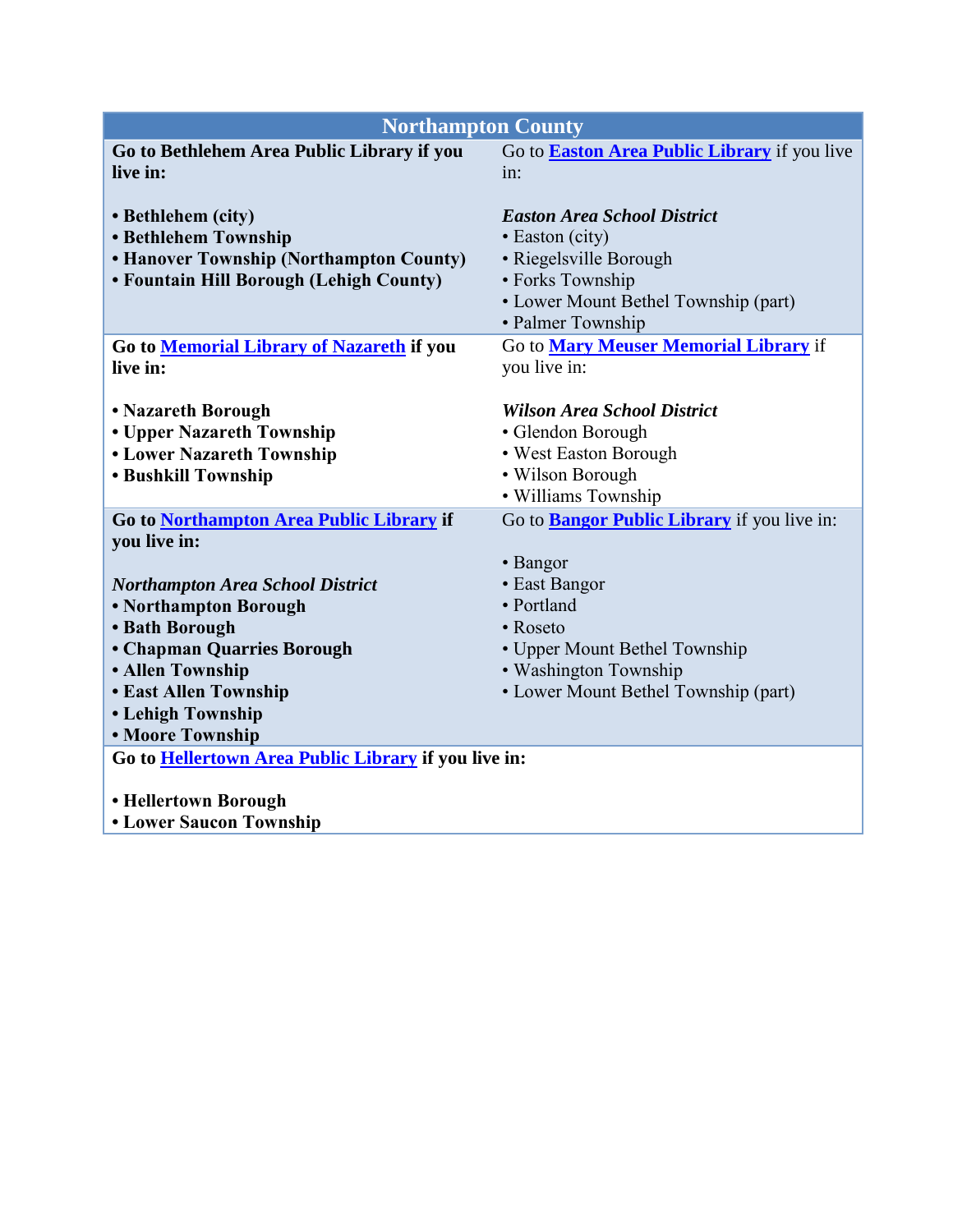| Northampton County | |
|---|---|
| **Go to Bethlehem Area Public Library if you live in:**<br><br>**• Bethlehem (city)**<br>**• Bethlehem Township**<br>**• Hanover Township (Northampton County)**<br>**• Fountain Hill Borough (Lehigh County)** | Go to **Easton Area Public Library** if you live in:<br><br>***Easton Area School District***<br>• Easton (city)<br>• Riegelsville Borough<br>• Forks Township<br>• Lower Mount Bethel Township (part)<br>• Palmer Township |
| **Go to Memorial Library of Nazareth if you live in:**<br><br>**• Nazareth Borough**<br>**• Upper Nazareth Township**<br>**• Lower Nazareth Township**<br>**• Bushkill Township** | Go to **Mary Meuser Memorial Library** if you live in:<br><br>***Wilson Area School District***<br>• Glendon Borough<br>• West Easton Borough<br>• Wilson Borough<br>• Williams Township |
| **Go to Northampton Area Public Library if you live in:**<br><br>***Northampton Area School District***<br>**• Northampton Borough**<br>**• Bath Borough**<br>**• Chapman Quarries Borough**<br>**• Allen Township**<br>**• East Allen Township**<br>**• Lehigh Township**<br>**• Moore Township** | Go to **Bangor Public Library** if you live in:<br><br>• Bangor<br>• East Bangor<br>• Portland<br>• Roseto<br>• Upper Mount Bethel Township<br>• Washington Township<br>• Lower Mount Bethel Township (part) |
| **Go to Hellertown Area Public Library if you live in:**<br><br>**• Hellertown Borough**<br>**• Lower Saucon Township** | |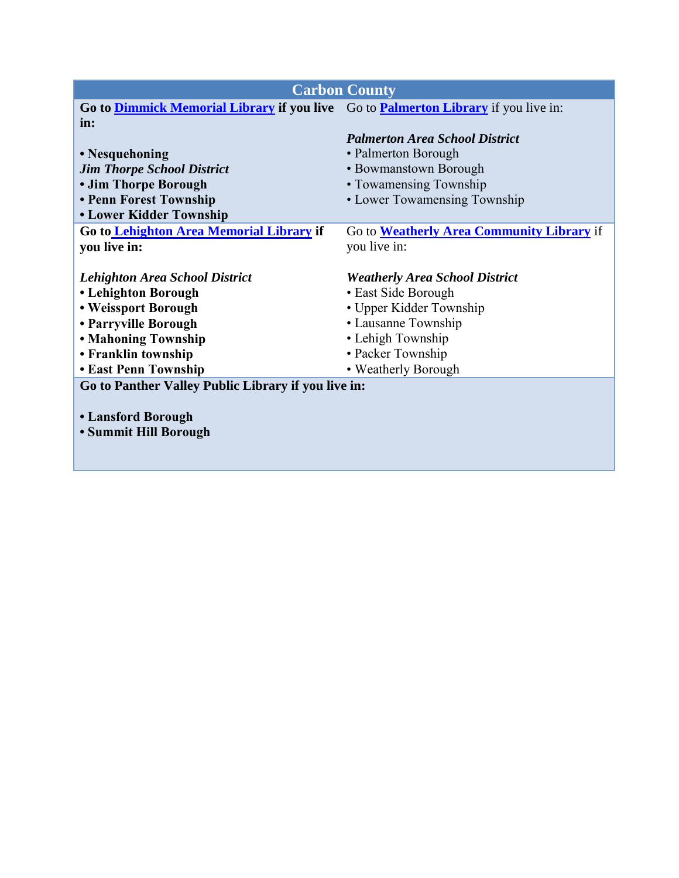## Carbon County

**Go to Dimmick Memorial Library if you live in:**

- **Nesquehoning**

***Jim Thorpe School District***

- **Jim Thorpe Borough**
- **Penn Forest Township**
- **Lower Kidder Township**

Go to **Palmerton Library** if you live in:

***Palmerton Area School District***

- Palmerton Borough
- Bowmanstown Borough
- Towamensing Township
- Lower Towamensing Township

**Go to Lehighton Area Memorial Library if you live in:**

***Lehighton Area School District***

- **Lehighton Borough**
- **Weissport Borough**
- **Parryville Borough**
- **Mahoning Township**
- **Franklin township**
- **East Penn Township**

Go to **Weatherly Area Community Library** if you live in:

***Weatherly Area School District***

- East Side Borough
- Upper Kidder Township
- Lausanne Township
- Lehigh Township
- Packer Township
- Weatherly Borough

**Go to Panther Valley Public Library if you live in:**

- **Lansford Borough**
- **Summit Hill Borough**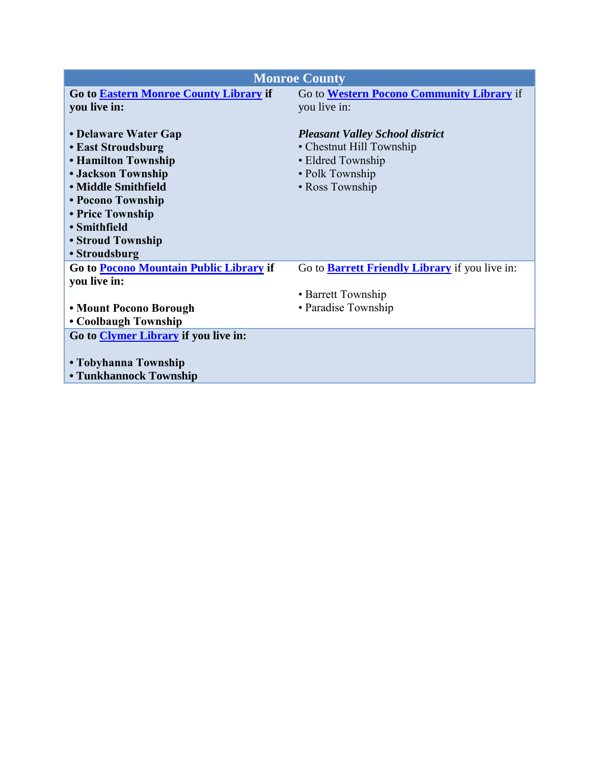| Monroe County | |
|---|---|
| **Go to Eastern Monroe County Library if you live in:**<br><br>**• Delaware Water Gap**<br>**• East Stroudsburg**<br>**• Hamilton Township**<br>**• Jackson Township**<br>**• Middle Smithfield**<br>**• Pocono Township**<br>**• Price Township**<br>**• Smithfield**<br>**• Stroud Township**<br>**• Stroudsburg** | Go to **Western Pocono Community Library** if you live in:<br><br>***Pleasant Valley School district***<br>• Chestnut Hill Township<br>• Eldred Township<br>• Polk Township<br>• Ross Township |
| **Go to Pocono Mountain Public Library if you live in:**<br><br>**• Mount Pocono Borough**<br>**• Coolbaugh Township** | Go to **Barrett Friendly Library** if you live in:<br><br>• Barrett Township<br>• Paradise Township |
| **Go to Clymer Library if you live in:**<br><br>**• Tobyhanna Township**<br>**• Tunkhannock Township** | |